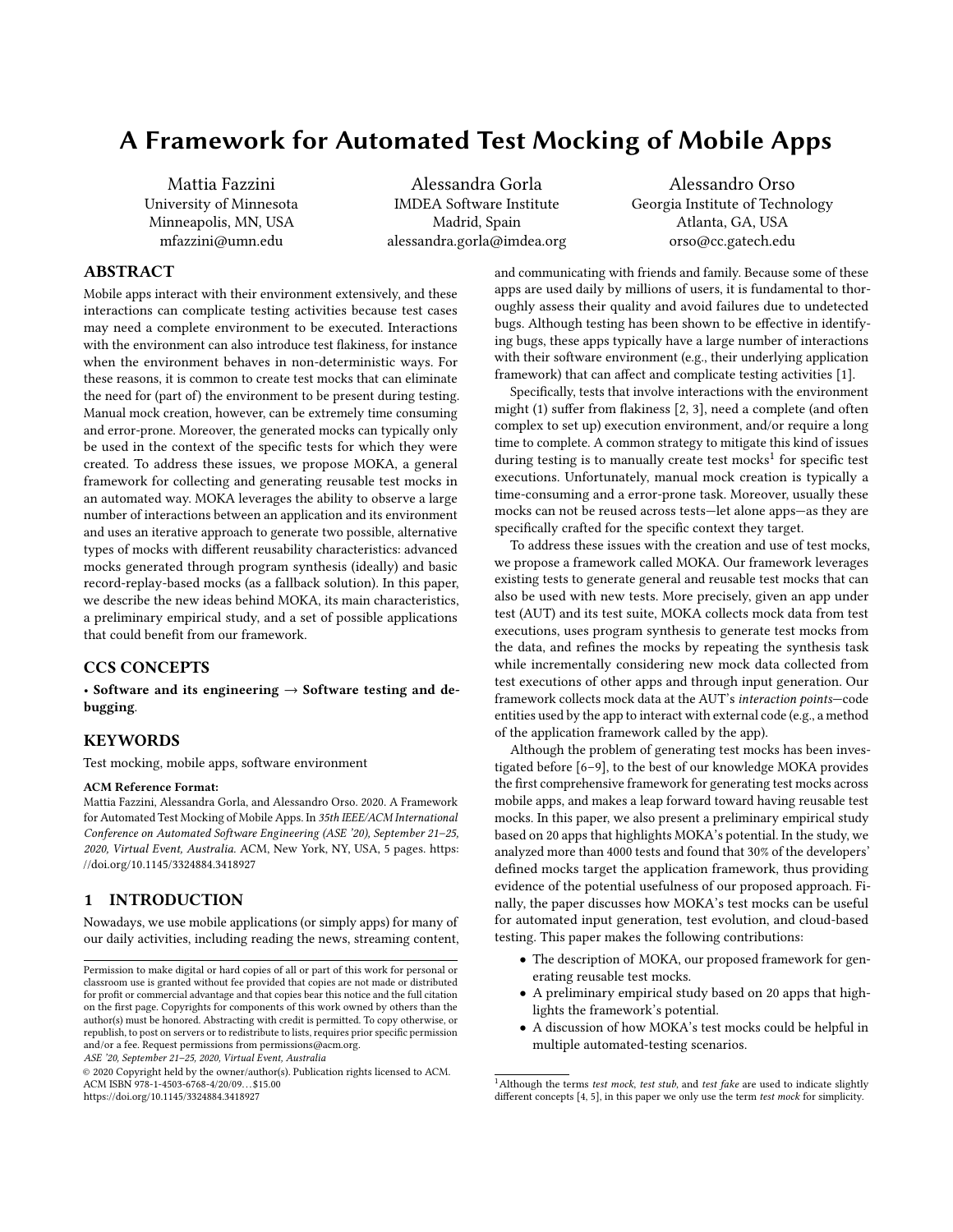# A Framework for Automated Test Mocking of Mobile Apps

Mattia Fazzini
University of Minnesota
Minneapolis, MN, USA
mfazzini@umn.edu

Alessandra Gorla
IMDEA Software Institute
Madrid, Spain
alessandra.gorla@imdea.org

Alessandro Orso
Georgia Institute of Technology
Atlanta, GA, USA
orso@cc.gatech.edu

## ABSTRACT

Mobile apps interact with their environment extensively, and these interactions can complicate testing activities because test cases may need a complete environment to be executed. Interactions with the environment can also introduce test flakiness, for instance when the environment behaves in non-deterministic ways. For these reasons, it is common to create test mocks that can eliminate the need for (part of) the environment to be present during testing. Manual mock creation, however, can be extremely time consuming and error-prone. Moreover, the generated mocks can typically only be used in the context of the specific tests for which they were created. To address these issues, we propose MOKA, a general framework for collecting and generating reusable test mocks in an automated way. MOKA leverages the ability to observe a large number of interactions between an application and its environment and uses an iterative approach to generate two possible, alternative types of mocks with different reusability characteristics: advanced mocks generated through program synthesis (ideally) and basic record-replay-based mocks (as a fallback solution). In this paper, we describe the new ideas behind MOKA, its main characteristics, a preliminary empirical study, and a set of possible applications that could benefit from our framework.

## CCS CONCEPTS

• **Software and its engineering → Software testing and debugging**.

## KEYWORDS

Test mocking, mobile apps, software environment

**ACM Reference Format:**
Mattia Fazzini, Alessandra Gorla, and Alessandro Orso. 2020. A Framework for Automated Test Mocking of Mobile Apps. In *35th IEEE/ACM International Conference on Automated Software Engineering (ASE '20), September 21–25, 2020, Virtual Event, Australia.* ACM, New York, NY, USA, 5 pages. https://doi.org/10.1145/3324884.3418927

## 1 INTRODUCTION

Nowadays, we use mobile applications (or simply apps) for many of our daily activities, including reading the news, streaming content, and communicating with friends and family. Because some of these apps are used daily by millions of users, it is fundamental to thoroughly assess their quality and avoid failures due to undetected bugs. Although testing has been shown to be effective in identifying bugs, these apps typically have a large number of interactions with their software environment (e.g., their underlying application framework) that can affect and complicate testing activities [1].

Specifically, tests that involve interactions with the environment might (1) suffer from flakiness [2, 3], need a complete (and often complex to set up) execution environment, and/or require a long time to complete. A common strategy to mitigate this kind of issues during testing is to manually create test mocks[1] for specific test executions. Unfortunately, manual mock creation is typically a time-consuming and a error-prone task. Moreover, usually these mocks can not be reused across tests—let alone apps—as they are specifically crafted for the specific context they target.

To address these issues with the creation and use of test mocks, we propose a framework called MOKA. Our framework leverages existing tests to generate general and reusable test mocks that can also be used with new tests. More precisely, given an app under test (AUT) and its test suite, MOKA collects mock data from test executions, uses program synthesis to generate test mocks from the data, and refines the mocks by repeating the synthesis task while incrementally considering new mock data collected from test executions of other apps and through input generation. Our framework collects mock data at the AUT's *interaction points*—code entities used by the app to interact with external code (e.g., a method of the application framework called by the app).

Although the problem of generating test mocks has been investigated before [6–9], to the best of our knowledge MOKA provides the first comprehensive framework for generating test mocks across mobile apps, and makes a leap forward toward having reusable test mocks. In this paper, we also present a preliminary empirical study based on 20 apps that highlights MOKA's potential. In the study, we analyzed more than 4000 tests and found that 30% of the developers' defined mocks target the application framework, thus providing evidence of the potential usefulness of our proposed approach. Finally, the paper discusses how MOKA's test mocks can be useful for automated input generation, test evolution, and cloud-based testing. This paper makes the following contributions:

- The description of MOKA, our proposed framework for generating reusable test mocks.
- A preliminary empirical study based on 20 apps that highlights the framework's potential.
- A discussion of how MOKA's test mocks could be helpful in multiple automated-testing scenarios.

[1] Although the terms *test mock*, *test stub*, and *test fake* are used to indicate slightly different concepts [4, 5], in this paper we only use the term *test mock* for simplicity.

Permission to make digital or hard copies of all or part of this work for personal or classroom use is granted without fee provided that copies are not made or distributed for profit or commercial advantage and that copies bear this notice and the full citation on the first page. Copyrights for components of this work owned by others than the author(s) must be honored. Abstracting with credit is permitted. To copy otherwise, or republish, to post on servers or to redistribute to lists, requires prior specific permission and/or a fee. Request permissions from permissions@acm.org.
*ASE '20, September 21–25, 2020, Virtual Event, Australia*
© 2020 Copyright held by the owner/author(s). Publication rights licensed to ACM.
ACM ISBN 978-1-4503-6768-4/20/09...$15.00
https://doi.org/10.1145/3324884.3418927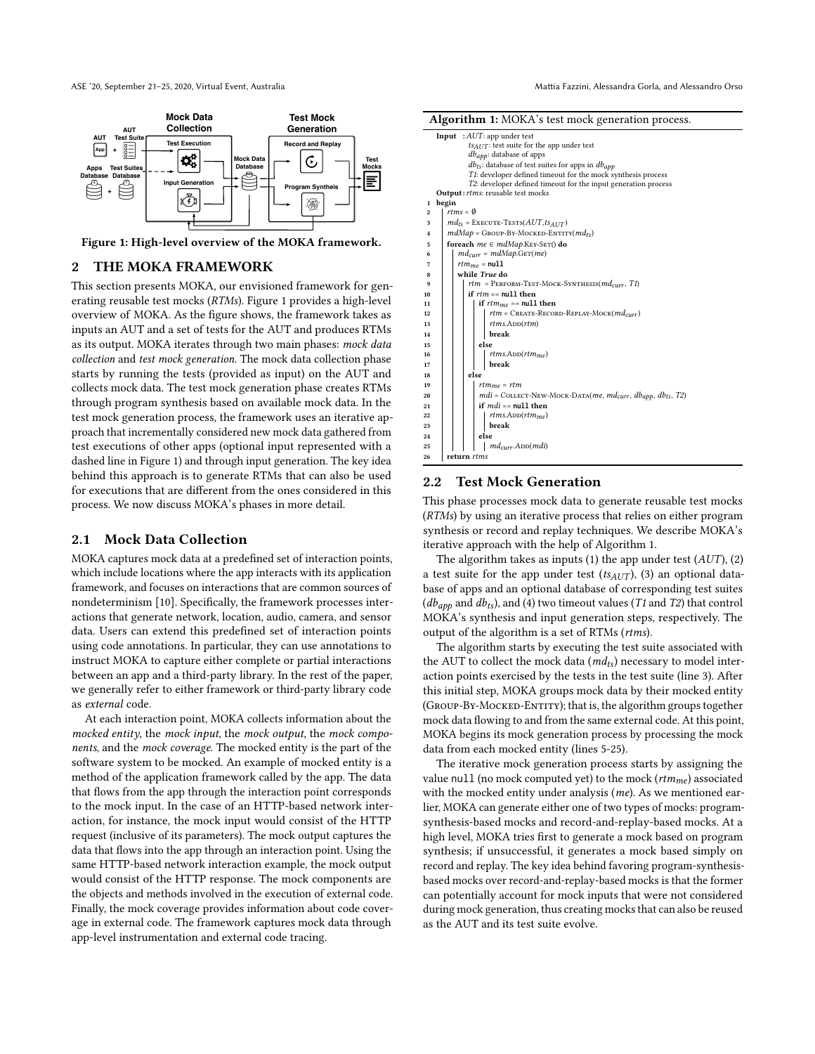Figure 1: High-level overview of the MOKA framework.

## 2 THE MOKA FRAMEWORK

This section presents MOKA, our envisioned framework for generating reusable test mocks (*RTMs*). Figure 1 provides a high-level overview of MOKA. As the figure shows, the framework takes as inputs an AUT and a set of tests for the AUT and produces RTMs as its output. MOKA iterates through two main phases: *mock data collection* and *test mock generation*. The mock data collection phase starts by running the tests (provided as input) on the AUT and collects mock data. The test mock generation phase creates RTMs through program synthesis based on available mock data. In the test mock generation process, the framework uses an iterative approach that incrementally considered new mock data gathered from test executions of other apps (optional input represented with a dashed line in Figure 1) and through input generation. The key idea behind this approach is to generate RTMs that can also be used for executions that are different from the ones considered in this process. We now discuss MOKA's phases in more detail.

### 2.1 Mock Data Collection

MOKA captures mock data at a predefined set of interaction points, which include locations where the app interacts with its application framework, and focuses on interactions that are common sources of nondeterminism [10]. Specifically, the framework processes interactions that generate network, location, audio, camera, and sensor data. Users can extend this predefined set of interaction points using code annotations. In particular, they can use annotations to instruct MOKA to capture either complete or partial interactions between an app and a third-party library. In the rest of the paper, we generally refer to either framework or third-party library code as *external* code.

At each interaction point, MOKA collects information about the *mocked entity*, the *mock input*, the *mock output*, the *mock components*, and the *mock coverage*. The mocked entity is the part of the software system to be mocked. An example of mocked entity is a method of the application framework called by the app. The data that flows from the app through the interaction point corresponds to the mock input. In the case of an HTTP-based network interaction, for instance, the mock input would consist of the HTTP request (inclusive of its parameters). The mock output captures the data that flows into the app through an interaction point. Using the same HTTP-based network interaction example, the mock output would consist of the HTTP response. The mock components are the objects and methods involved in the execution of external code. Finally, the mock coverage provides information about code coverage in external code. The framework captures mock data through app-level instrumentation and external code tracing.

**Algorithm 1:** MOKA's test mock generation process.

```
   Input  : AUT: app under test
            ts_AUT: test suite for the app under test
            db_app: database of apps
            db_ts: database of test suites for apps in db_app
            T1: developer defined timeout for the mock synthesis process
            T2: developer defined timeout for the input generation process
   Output : rtms: reusable test mocks
 1 begin
 2   rtms = ∅
 3   md_ts = Execute-Tests(AUT, ts_AUT)
 4   mdMap = Group-By-Mocked-Entity(md_ts)
 5   foreach me ∈ mdMap.Key-Set() do
 6     md_curr = mdMap.Get(me)
 7     rtm_me = null
 8     while True do
 9       rtm = Perform-Test-Mock-Synthesis(md_curr, T1)
10       if rtm == null then
11         if rtm_me == null then
12           rtm = Create-Record-Replay-Mock(md_curr)
13           rtms.Add(rtm)
14           break
15         else
16           rtms.Add(rtm_me)
17           break
18       else
19         rtm_me = rtm
20         mdi = Collect-New-Mock-Data(me, md_curr, db_app, db_ts, T2)
21         if mdi == null then
22           rtms.Add(rtm_me)
23           break
24         else
25           md_curr.Add(mdi)
26   return rtms
```

### 2.2 Test Mock Generation

This phase processes mock data to generate reusable test mocks (*RTMs*) by using an iterative process that relies on either program synthesis or record and replay techniques. We describe MOKA's iterative approach with the help of Algorithm 1.

The algorithm takes as inputs (1) the app under test (*AUT*), (2) a test suite for the app under test ($ts_{AUT}$), (3) an optional database of apps and an optional database of corresponding test suites ($db_{app}$ and $db_{ts}$), and (4) two timeout values (*T1* and *T2*) that control MOKA's synthesis and input generation steps, respectively. The output of the algorithm is a set of RTMs (*rtms*).

The algorithm starts by executing the test suite associated with the AUT to collect the mock data ($md_{ts}$) necessary to model interaction points exercised by the tests in the test suite (line 3). After this initial step, MOKA groups mock data by their mocked entity (Group-By-Mocked-Entity); that is, the algorithm groups together mock data flowing to and from the same external code. At this point, MOKA begins its mock generation process by processing the mock data from each mocked entity (lines 5-25).

The iterative mock generation process starts by assigning the value null (no mock computed yet) to the mock ($rtm_{me}$) associated with the mocked entity under analysis (*me*). As we mentioned earlier, MOKA can generate either one of two types of mocks: program-synthesis-based mocks and record-and-replay-based mocks. At a high level, MOKA tries first to generate a mock based on program synthesis; if unsuccessful, it generates a mock based simply on record and replay. The key idea behind favoring program-synthesis-based mocks over record-and-replay-based mocks is that the former can potentially account for mock inputs that were not considered during mock generation, thus creating mocks that can also be reused as the AUT and its test suite evolve.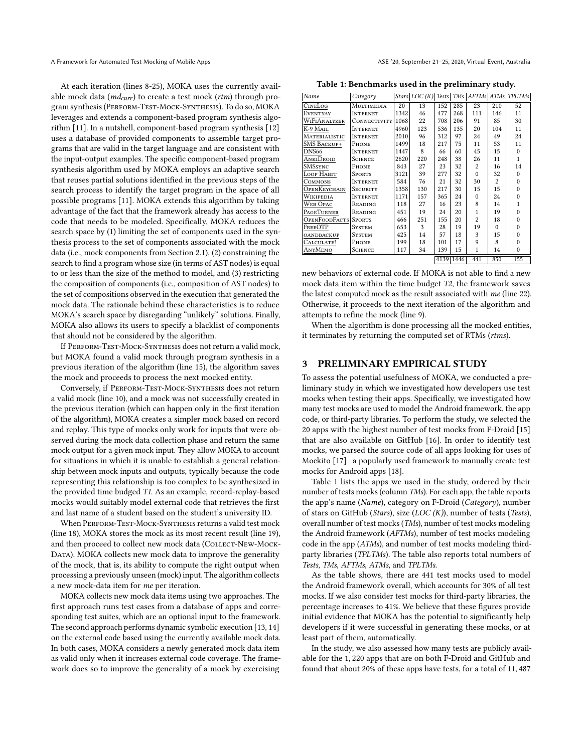At each iteration (lines 8-25), MOKA uses the currently available mock data ($md_{curr}$) to create a test mock (*rtm*) through program synthesis (Perform-Test-Mock-Synthesis). To do so, MOKA leverages and extends a component-based program synthesis algorithm [11]. In a nutshell, component-based program synthesis [12] uses a database of provided components to assemble target programs that are valid in the target language and are consistent with the input-output examples. The specific component-based program synthesis algorithm used by MOKA employs an adaptive search that reuses partial solutions identified in the previous steps of the search process to identify the target program in the space of all possible programs [11]. MOKA extends this algorithm by taking advantage of the fact that the framework already has access to the code that needs to be modeled. Specifically, MOKA reduces the search space by (1) limiting the set of components used in the synthesis process to the set of components associated with the mock data (i.e., mock components from Section 2.1), (2) constraining the search to find a program whose size (in terms of AST nodes) is equal to or less than the size of the method to model, and (3) restricting the composition of components (i.e., composition of AST nodes) to the set of compositions observed in the execution that generated the mock data. The rationale behind these characteristics is to reduce MOKA's search space by disregarding "unlikely" solutions. Finally, MOKA also allows its users to specify a blacklist of components that should not be considered by the algorithm.

If Perform-Test-Mock-Synthesis does not return a valid mock, but MOKA found a valid mock through program synthesis in a previous iteration of the algorithm (line 15), the algorithm saves the mock and proceeds to process the next mocked entity.

Conversely, if Perform-Test-Mock-Synthesis does not return a valid mock (line 10), and a mock was not successfully created in the previous iteration (which can happen only in the first iteration of the algorithm), MOKA creates a simpler mock based on record and replay. This type of mocks only work for inputs that were observed during the mock data collection phase and return the same mock output for a given mock input. They allow MOKA to account for situations in which it is unable to establish a general relationship between mock inputs and outputs, typically because the code representing this relationship is too complex to be synthesized in the provided time budged *T1*. As an example, record-replay-based mocks would suitably model external code that retrieves the first and last name of a student based on the student's university ID.

When Perform-Test-Mock-Synthesis returns a valid test mock (line 18), MOKA stores the mock as its most recent result (line 19), and then proceed to collect new mock data (Collect-New-Mock-Data). MOKA collects new mock data to improve the generality of the mock, that is, its ability to compute the right output when processing a previously unseen (mock) input. The algorithm collects a new mock-data item for *me* per iteration.

MOKA collects new mock data items using two approaches. The first approach runs test cases from a database of apps and corresponding test suites, which are an optional input to the framework. The second approach performs dynamic symbolic execution [13, 14] on the external code based using the currently available mock data. In both cases, MOKA considers a newly generated mock data item as valid only when it increases external code coverage. The framework does so to improve the generality of a mock by exercising new behaviors of external code. If MOKA is not able to find a new mock data item within the time budget *T2*, the framework saves the latest computed mock as the result associated with *me* (line 22). Otherwise, it proceeds to the next iteration of the algorithm and attempts to refine the mock (line 9).

When the algorithm is done processing all the mocked entities, it terminates by returning the computed set of RTMs (*rtms*).

**Table 1: Benchmarks used in the preliminary study.**

| *Name* | *Category* | *Stars* | *LOC (K)* | *Tests* | *TMs* | *AFTMs* | *ATMs* | *TPLTMs* |
|---|---|---|---|---|---|---|---|---|
| CineLog | Multimedia | 20 | 13 | 152 | 285 | 23 | 210 | 52 |
| Eventyay | Internet | 1342 | 46 | 477 | 268 | 111 | 146 | 11 |
| WiFiAnalyzer | Connectivity | 1068 | 22 | 708 | 206 | 91 | 85 | 30 |
| K-9 Mail | Internet | 4960 | 123 | 536 | 135 | 20 | 104 | 11 |
| Materialistic | Internet | 2010 | 96 | 312 | 97 | 24 | 49 | 24 |
| SMS Backup+ | Phone | 1499 | 18 | 217 | 75 | 11 | 53 | 11 |
| DNS66 | Internet | 1447 | 8 | 66 | 60 | 45 | 15 | 0 |
| AnkiDroid | Science | 2620 | 220 | 248 | 38 | 26 | 11 | 1 |
| SMSsync | Phone | 843 | 27 | 23 | 32 | 2 | 16 | 14 |
| Loop Habit | Sports | 3121 | 39 | 277 | 32 | 0 | 32 | 0 |
| Commons | Internet | 584 | 76 | 21 | 32 | 30 | 2 | 0 |
| OpenKeychain | Security | 1358 | 130 | 217 | 30 | 15 | 15 | 0 |
| Wikipedia | Internet | 1171 | 157 | 365 | 24 | 0 | 24 | 0 |
| Web Opac | Reading | 118 | 27 | 16 | 23 | 8 | 14 | 1 |
| PageTurner | Reading | 451 | 19 | 24 | 20 | 1 | 19 | 0 |
| OpenFoodFacts | Sports | 466 | 251 | 155 | 20 | 2 | 18 | 0 |
| FreeOTP | System | 653 | 3 | 28 | 19 | 19 | 0 | 0 |
| oandbackup | System | 425 | 14 | 57 | 18 | 3 | 15 | 0 |
| Calculate! | Phone | 199 | 18 | 101 | 17 | 9 | 8 | 0 |
| AnyMemo | Science | 117 | 34 | 139 | 15 | 1 | 14 | 0 |
| | | | | 4139 | 1446 | 441 | 850 | 155 |

## 3 PRELIMINARY EMPIRICAL STUDY

To assess the potential usefulness of MOKA, we conducted a preliminary study in which we investigated how developers use test mocks when testing their apps. Specifically, we investigated how many test mocks are used to model the Android framework, the app code, or third-party libraries. To perform the study, we selected the 20 apps with the highest number of test mocks from F-Droid [15] that are also available on GitHub [16]. In order to identify test mocks, we parsed the source code of all apps looking for uses of Mockito [17]—a popularly used framework to manually create test mocks for Android apps [18].

Table 1 lists the apps we used in the study, ordered by their number of tests mocks (column *TMs*). For each app, the table reports the app's name (*Name*), category on F-Droid (*Category*), number of stars on GitHub (*Stars*), size (*LOC (K)*), number of tests (*Tests*), overall number of test mocks (*TMs*), number of test mocks modeling the Android framework (*AFTMs*), number of test mocks modeling code in the app (*ATMs*), and number of test mocks modeling third-party libraries (*TPLTMs*). The table also reports total numbers of *Tests*, *TMs*, *AFTMs*, *ATMs*, and *TPLTMs*.

As the table shows, there are 441 test mocks used to model the Android framework overall, which accounts for 30% of all test mocks. If we also consider test mocks for third-party libraries, the percentage increases to 41%. We believe that these figures provide initial evidence that MOKA has the potential to significantly help developers if it were successful in generating these mocks, or at least part of them, automatically.

In the study, we also assessed how many tests are publicly available for the 1,220 apps that are on both F-Droid and GitHub and found that about 20% of these apps have tests, for a total of 11,487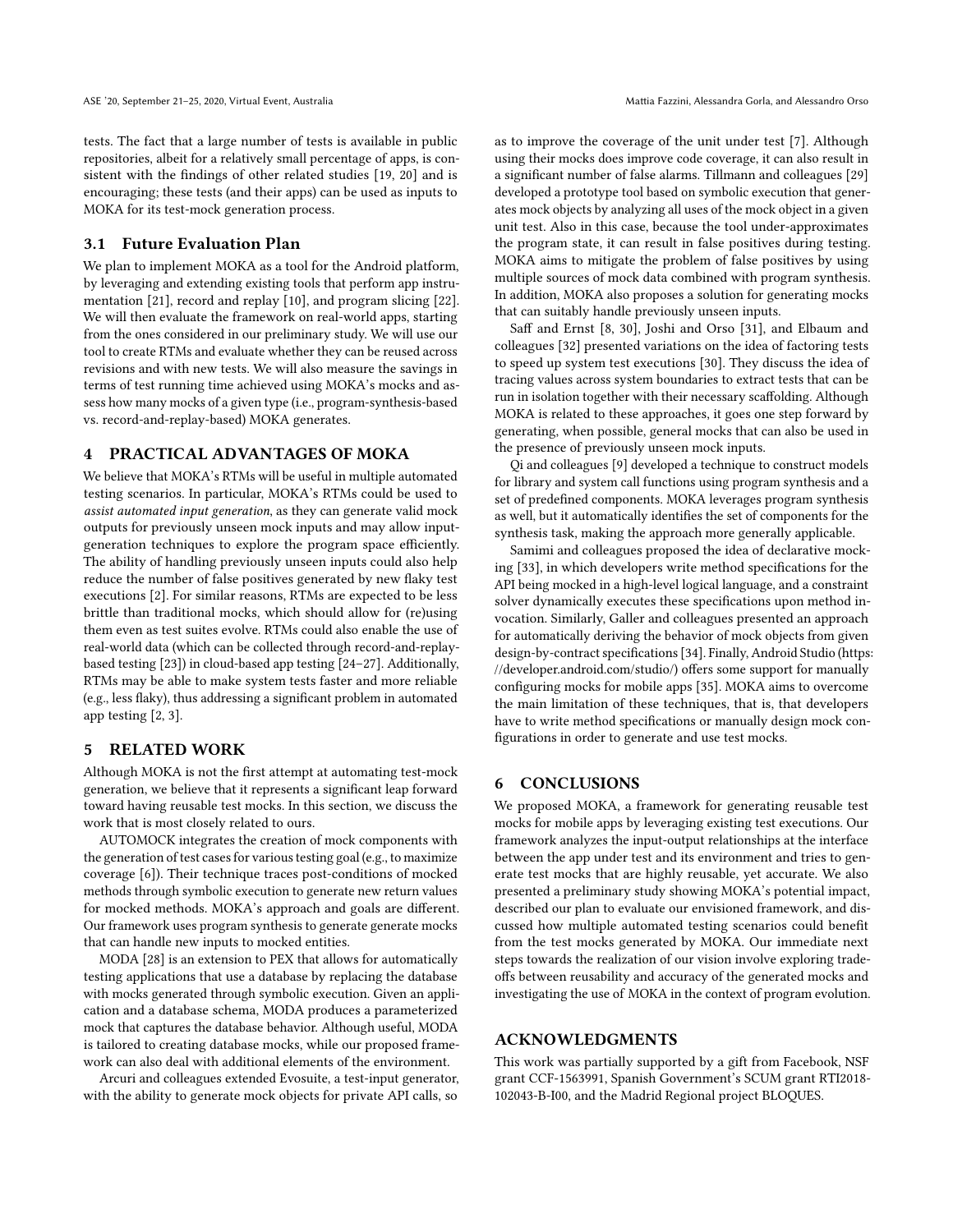tests. The fact that a large number of tests is available in public repositories, albeit for a relatively small percentage of apps, is consistent with the findings of other related studies [19, 20] and is encouraging; these tests (and their apps) can be used as inputs to MOKA for its test-mock generation process.

### 3.1 Future Evaluation Plan

We plan to implement MOKA as a tool for the Android platform, by leveraging and extending existing tools that perform app instrumentation [21], record and replay [10], and program slicing [22]. We will then evaluate the framework on real-world apps, starting from the ones considered in our preliminary study. We will use our tool to create RTMs and evaluate whether they can be reused across revisions and with new tests. We will also measure the savings in terms of test running time achieved using MOKA's mocks and assess how many mocks of a given type (i.e., program-synthesis-based vs. record-and-replay-based) MOKA generates.

## 4 PRACTICAL ADVANTAGES OF MOKA

We believe that MOKA's RTMs will be useful in multiple automated testing scenarios. In particular, MOKA's RTMs could be used to *assist automated input generation*, as they can generate valid mock outputs for previously unseen mock inputs and may allow input-generation techniques to explore the program space efficiently. The ability of handling previously unseen inputs could also help reduce the number of false positives generated by new flaky test executions [2]. For similar reasons, RTMs are expected to be less brittle than traditional mocks, which should allow for (re)using them even as test suites evolve. RTMs could also enable the use of real-world data (which can be collected through record-and-replay-based testing [23]) in cloud-based app testing [24–27]. Additionally, RTMs may be able to make system tests faster and more reliable (e.g., less flaky), thus addressing a significant problem in automated app testing [2, 3].

## 5 RELATED WORK

Although MOKA is not the first attempt at automating test-mock generation, we believe that it represents a significant leap forward toward having reusable test mocks. In this section, we discuss the work that is most closely related to ours.

AUTOMOCK integrates the creation of mock components with the generation of test cases for various testing goal (e.g., to maximize coverage [6]). Their technique traces post-conditions of mocked methods through symbolic execution to generate new return values for mocked methods. MOKA's approach and goals are different. Our framework uses program synthesis to generate generate mocks that can handle new inputs to mocked entities.

MODA [28] is an extension to PEX that allows for automatically testing applications that use a database by replacing the database with mocks generated through symbolic execution. Given an application and a database schema, MODA produces a parameterized mock that captures the database behavior. Although useful, MODA is tailored to creating database mocks, while our proposed framework can also deal with additional elements of the environment.

Arcuri and colleagues extended Evosuite, a test-input generator, with the ability to generate mock objects for private API calls, so as to improve the coverage of the unit under test [7]. Although using their mocks does improve code coverage, it can also result in a significant number of false alarms. Tillmann and colleagues [29] developed a prototype tool based on symbolic execution that generates mock objects by analyzing all uses of the mock object in a given unit test. Also in this case, because the tool under-approximates the program state, it can result in false positives during testing. MOKA aims to mitigate the problem of false positives by using multiple sources of mock data combined with program synthesis. In addition, MOKA also proposes a solution for generating mocks that can suitably handle previously unseen inputs.

Saff and Ernst [8, 30], Joshi and Orso [31], and Elbaum and colleagues [32] presented variations on the idea of factoring tests to speed up system test executions [30]. They discuss the idea of tracing values across system boundaries to extract tests that can be run in isolation together with their necessary scaffolding. Although MOKA is related to these approaches, it goes one step forward by generating, when possible, general mocks that can also be used in the presence of previously unseen mock inputs.

Qi and colleagues [9] developed a technique to construct models for library and system call functions using program synthesis and a set of predefined components. MOKA leverages program synthesis as well, but it automatically identifies the set of components for the synthesis task, making the approach more generally applicable.

Samimi and colleagues proposed the idea of declarative mocking [33], in which developers write method specifications for the API being mocked in a high-level logical language, and a constraint solver dynamically executes these specifications upon method invocation. Similarly, Galler and colleagues presented an approach for automatically deriving the behavior of mock objects from given design-by-contract specifications [34]. Finally, Android Studio (https://developer.android.com/studio/) offers some support for manually configuring mocks for mobile apps [35]. MOKA aims to overcome the main limitation of these techniques, that is, that developers have to write method specifications or manually design mock configurations in order to generate and use test mocks.

## 6 CONCLUSIONS

We proposed MOKA, a framework for generating reusable test mocks for mobile apps by leveraging existing test executions. Our framework analyzes the input-output relationships at the interface between the app under test and its environment and tries to generate test mocks that are highly reusable, yet accurate. We also presented a preliminary study showing MOKA's potential impact, described our plan to evaluate our envisioned framework, and discussed how multiple automated testing scenarios could benefit from the test mocks generated by MOKA. Our immediate next steps towards the realization of our vision involve exploring tradeoffs between reusability and accuracy of the generated mocks and investigating the use of MOKA in the context of program evolution.

## ACKNOWLEDGMENTS

This work was partially supported by a gift from Facebook, NSF grant CCF-1563991, Spanish Government's SCUM grant RTI2018-102043-B-I00, and the Madrid Regional project BLOQUES.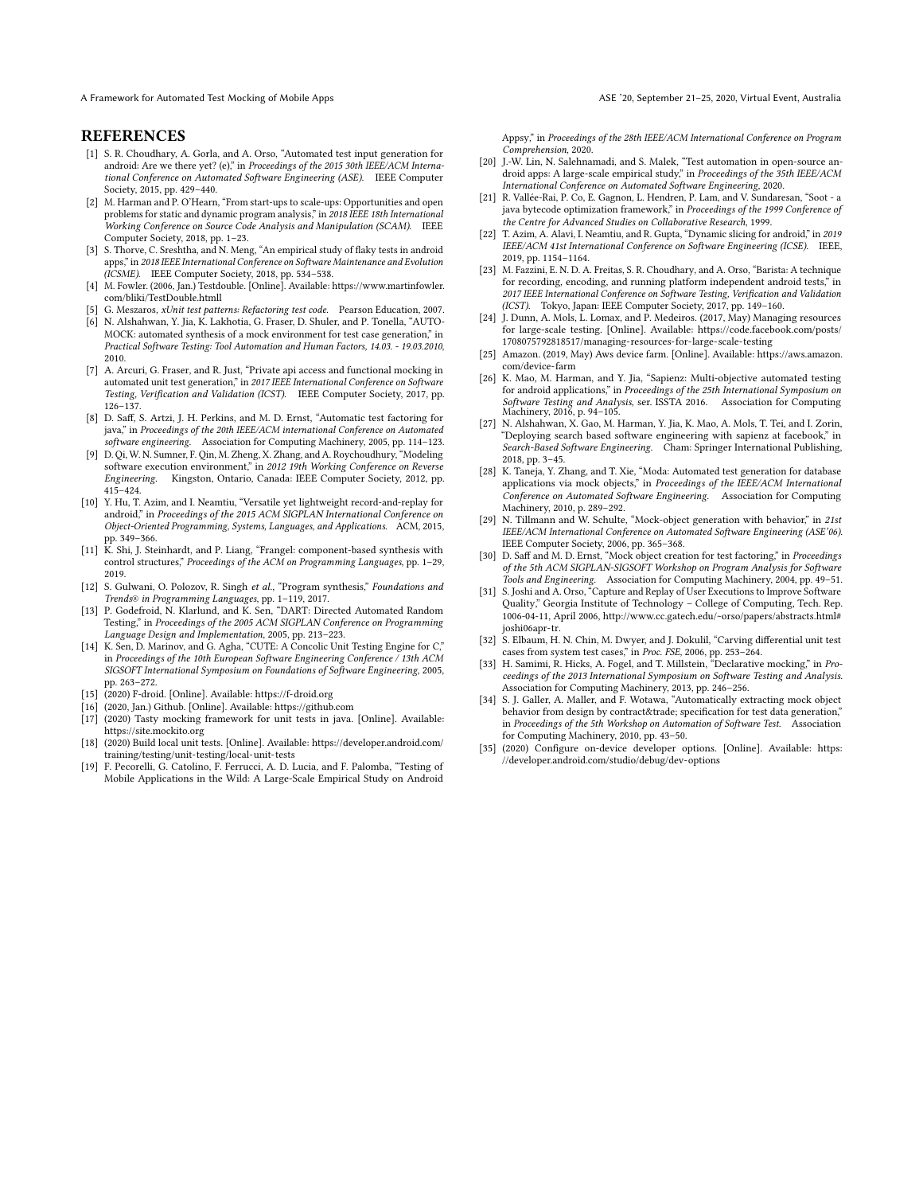## REFERENCES

[1] S. R. Choudhary, A. Gorla, and A. Orso, "Automated test input generation for android: Are we there yet? (e)," in *Proceedings of the 2015 30th IEEE/ACM International Conference on Automated Software Engineering (ASE)*. IEEE Computer Society, 2015, pp. 429–440.

[2] M. Harman and P. O'Hearn, "From start-ups to scale-ups: Opportunities and open problems for static and dynamic program analysis," in *2018 IEEE 18th International Working Conference on Source Code Analysis and Manipulation (SCAM)*. IEEE Computer Society, 2018, pp. 1–23.

[3] S. Thorve, C. Sreshtha, and N. Meng, "An empirical study of flaky tests in android apps," in *2018 IEEE International Conference on Software Maintenance and Evolution (ICSME)*. IEEE Computer Society, 2018, pp. 534–538.

[4] M. Fowler. (2006, Jan.) Testdouble. [Online]. Available: https://www.martinfowler.com/bliki/TestDouble.htmll

[5] G. Meszaros, *xUnit test patterns: Refactoring test code*. Pearson Education, 2007.

[6] N. Alshahwan, Y. Jia, K. Lakhotia, G. Fraser, D. Shuler, and P. Tonella, "AUTOMOCK: automated synthesis of a mock environment for test case generation," in *Practical Software Testing: Tool Automation and Human Factors, 14.03. - 19.03.2010*, 2010.

[7] A. Arcuri, G. Fraser, and R. Just, "Private api access and functional mocking in automated unit test generation," in *2017 IEEE International Conference on Software Testing, Verification and Validation (ICST)*. IEEE Computer Society, 2017, pp. 126–137.

[8] D. Saff, S. Artzi, J. H. Perkins, and M. D. Ernst, "Automatic test factoring for java," in *Proceedings of the 20th IEEE/ACM international Conference on Automated software engineering*. Association for Computing Machinery, 2005, pp. 114–123.

[9] D. Qi, W. N. Sumner, F. Qin, M. Zheng, X. Zhang, and A. Roychoudhury, "Modeling software execution environment," in *2012 19th Working Conference on Reverse Engineering*. Kingston, Ontario, Canada: IEEE Computer Society, 2012, pp. 415–424.

[10] Y. Hu, T. Azim, and I. Neamtiu, "Versatile yet lightweight record-and-replay for android," in *Proceedings of the 2015 ACM SIGPLAN International Conference on Object-Oriented Programming, Systems, Languages, and Applications*. ACM, 2015, pp. 349–366.

[11] K. Shi, J. Steinhardt, and P. Liang, "Frangel: component-based synthesis with control structures," *Proceedings of the ACM on Programming Languages*, pp. 1–29, 2019.

[12] S. Gulwani, O. Polozov, R. Singh *et al.*, "Program synthesis," *Foundations and Trends® in Programming Languages*, pp. 1–119, 2017.

[13] P. Godefroid, N. Klarlund, and K. Sen, "DART: Directed Automated Random Testing," in *Proceedings of the 2005 ACM SIGPLAN Conference on Programming Language Design and Implementation*, 2005, pp. 213–223.

[14] K. Sen, D. Marinov, and G. Agha, "CUTE: A Concolic Unit Testing Engine for C," in *Proceedings of the 10th European Software Engineering Conference / 13th ACM SIGSOFT International Symposium on Foundations of Software Engineering*, 2005, pp. 263–272.

[15] (2020) F-droid. [Online]. Available: https://f-droid.org

[16] (2020, Jan.) Github. [Online]. Available: https://github.com

[17] (2020) Tasty mocking framework for unit tests in java. [Online]. Available: https://site.mockito.org

[18] (2020) Build local unit tests. [Online]. Available: https://developer.android.com/training/testing/unit-testing/local-unit-tests

[19] F. Pecorelli, G. Catolino, F. Ferrucci, A. D. Lucia, and F. Palomba, "Testing of Mobile Applications in the Wild: A Large-Scale Empirical Study on Android Appsy," in *Proceedings of the 28th IEEE/ACM International Conference on Program Comprehension*, 2020.

[20] J.-W. Lin, N. Salehnamadi, and S. Malek, "Test automation in open-source android apps: A large-scale empirical study," in *Proceedings of the 35th IEEE/ACM International Conference on Automated Software Engineering*, 2020.

[21] R. Vallée-Rai, P. Co, E. Gagnon, L. Hendren, P. Lam, and V. Sundaresan, "Soot - a java bytecode optimization framework," in *Proceedings of the 1999 Conference of the Centre for Advanced Studies on Collaborative Research*, 1999.

[22] T. Azim, A. Alavi, I. Neamtiu, and R. Gupta, "Dynamic slicing for android," in *2019 IEEE/ACM 41st International Conference on Software Engineering (ICSE)*. IEEE, 2019, pp. 1154–1164.

[23] M. Fazzini, E. N. D. A. Freitas, S. R. Choudhary, and A. Orso, "Barista: A technique for recording, encoding, and running platform independent android tests," in *2017 IEEE International Conference on Software Testing, Verification and Validation (ICST)*. Tokyo, Japan: IEEE Computer Society, 2017, pp. 149–160.

[24] J. Dunn, A. Mols, L. Lomax, and P. Medeiros. (2017, May) Managing resources for large-scale testing. [Online]. Available: https://code.facebook.com/posts/1708075792818517/managing-resources-for-large-scale-testing

[25] Amazon. (2019, May) Aws device farm. [Online]. Available: https://aws.amazon.com/device-farm

[26] K. Mao, M. Harman, and Y. Jia, "Sapienz: Multi-objective automated testing for android applications," in *Proceedings of the 25th International Symposium on Software Testing and Analysis*, ser. ISSTA 2016. Association for Computing Machinery, 2016, p. 94–105.

[27] N. Alshahwan, X. Gao, M. Harman, Y. Jia, K. Mao, A. Mols, T. Tei, and I. Zorin, "Deploying search based software engineering with sapienz at facebook," in *Search-Based Software Engineering*. Cham: Springer International Publishing, 2018, pp. 3–45.

[28] K. Taneja, Y. Zhang, and T. Xie, "Moda: Automated test generation for database applications via mock objects," in *Proceedings of the IEEE/ACM International Conference on Automated Software Engineering*. Association for Computing Machinery, 2010, p. 289–292.

[29] N. Tillmann and W. Schulte, "Mock-object generation with behavior," in *21st IEEE/ACM International Conference on Automated Software Engineering (ASE'06)*. IEEE Computer Society, 2006, pp. 365–368.

[30] D. Saff and M. D. Ernst, "Mock object creation for test factoring," in *Proceedings of the 5th ACM SIGPLAN-SIGSOFT Workshop on Program Analysis for Software Tools and Engineering*. Association for Computing Machinery, 2004, pp. 49–51.

[31] S. Joshi and A. Orso, "Capture and Replay of User Executions to Improve Software Quality," Georgia Institute of Technology – College of Computing, Tech. Rep. 1006-04-11, April 2006, http://www.cc.gatech.edu/~orso/papers/abstracts.html#joshi06apr-tr.

[32] S. Elbaum, H. N. Chin, M. Dwyer, and J. Dokulil, "Carving differential unit test cases from system test cases," in *Proc. FSE*, 2006, pp. 253–264.

[33] H. Samimi, R. Hicks, A. Fogel, and T. Millstein, "Declarative mocking," in *Proceedings of the 2013 International Symposium on Software Testing and Analysis*. Association for Computing Machinery, 2013, pp. 246–256.

[34] S. J. Galler, A. Maller, and F. Wotawa, "Automatically extracting mock object behavior from design by contract&trade; specification for test data generation," in *Proceedings of the 5th Workshop on Automation of Software Test*. Association for Computing Machinery, 2010, pp. 43–50.

[35] (2020) Configure on-device developer options. [Online]. Available: https://developer.android.com/studio/debug/dev-options